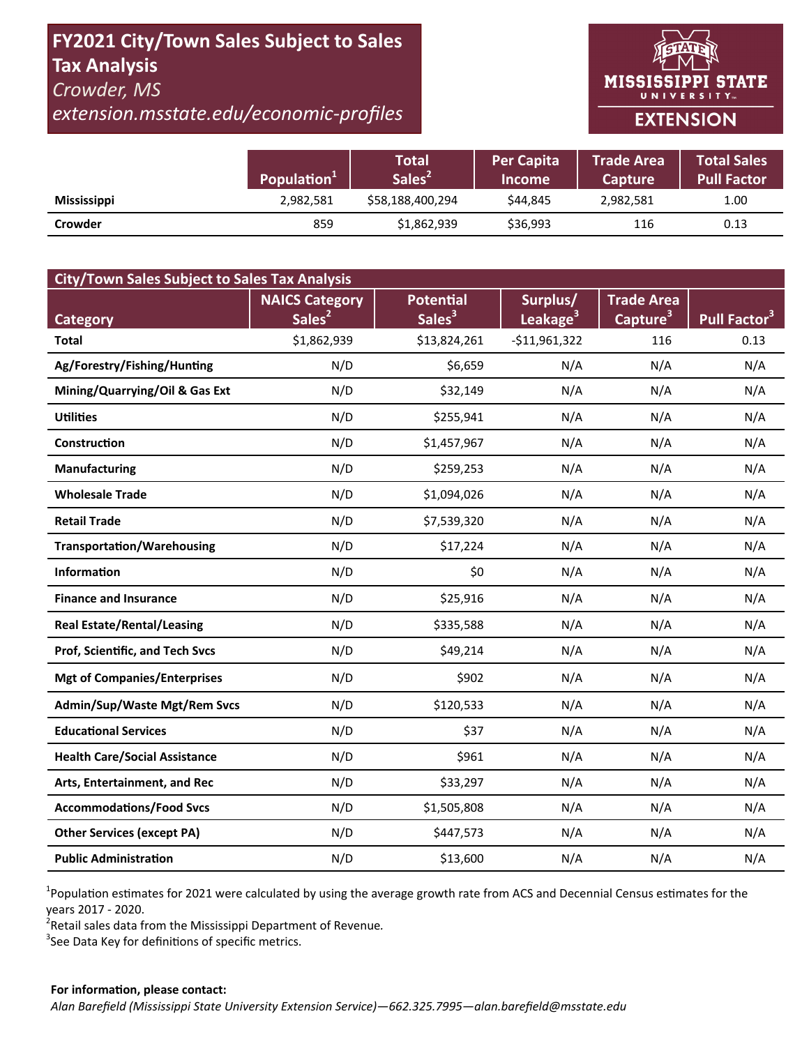# FY2021 City/Town Sales Subject to Sales Tax Analysis

*Crowder, MS*

*extension.msstate.edu/economic-profiles*

MISSISSIPPI STATE UNIVERSITY EXTENSION

| | Population[1] | Total Sales[2] | Per Capita Income | Trade Area Capture | Total Sales Pull Factor |
|---|---|---|---|---|---|
| **Mississippi** | 2,982,581 | $58,188,400,294 | $44,845 | 2,982,581 | 1.00 |
| **Crowder** | 859 | $1,862,939 | $36,993 | 116 | 0.13 |

| City/Town Sales Subject to Sales Tax Analysis | | | | | |
|---|---|---|---|---|---|
| **Category** | **NAICS Category Sales[2]** | **Potential Sales[3]** | **Surplus/ Leakage[3]** | **Trade Area Capture[3]** | **Pull Factor[3]** |
| **Total** | $1,862,939 | $13,824,261 | -$11,961,322 | 116 | 0.13 |
| **Ag/Forestry/Fishing/Hunting** | N/D | $6,659 | N/A | N/A | N/A |
| **Mining/Quarrying/Oil & Gas Ext** | N/D | $32,149 | N/A | N/A | N/A |
| **Utilities** | N/D | $255,941 | N/A | N/A | N/A |
| **Construction** | N/D | $1,457,967 | N/A | N/A | N/A |
| **Manufacturing** | N/D | $259,253 | N/A | N/A | N/A |
| **Wholesale Trade** | N/D | $1,094,026 | N/A | N/A | N/A |
| **Retail Trade** | N/D | $7,539,320 | N/A | N/A | N/A |
| **Transportation/Warehousing** | N/D | $17,224 | N/A | N/A | N/A |
| **Information** | N/D | $0 | N/A | N/A | N/A |
| **Finance and Insurance** | N/D | $25,916 | N/A | N/A | N/A |
| **Real Estate/Rental/Leasing** | N/D | $335,588 | N/A | N/A | N/A |
| **Prof, Scientific, and Tech Svcs** | N/D | $49,214 | N/A | N/A | N/A |
| **Mgt of Companies/Enterprises** | N/D | $902 | N/A | N/A | N/A |
| **Admin/Sup/Waste Mgt/Rem Svcs** | N/D | $120,533 | N/A | N/A | N/A |
| **Educational Services** | N/D | $37 | N/A | N/A | N/A |
| **Health Care/Social Assistance** | N/D | $961 | N/A | N/A | N/A |
| **Arts, Entertainment, and Rec** | N/D | $33,297 | N/A | N/A | N/A |
| **Accommodations/Food Svcs** | N/D | $1,505,808 | N/A | N/A | N/A |
| **Other Services (except PA)** | N/D | $447,573 | N/A | N/A | N/A |
| **Public Administration** | N/D | $13,600 | N/A | N/A | N/A |

[1]Population estimates for 2021 were calculated by using the average growth rate from ACS and Decennial Census estimates for the years 2017 - 2020.
[2]Retail sales data from the Mississippi Department of Revenue.
[3]See Data Key for definitions of specific metrics.

**For information, please contact:**
*Alan Barefield (Mississippi State University Extension Service)—662.325.7995—alan.barefield@msstate.edu*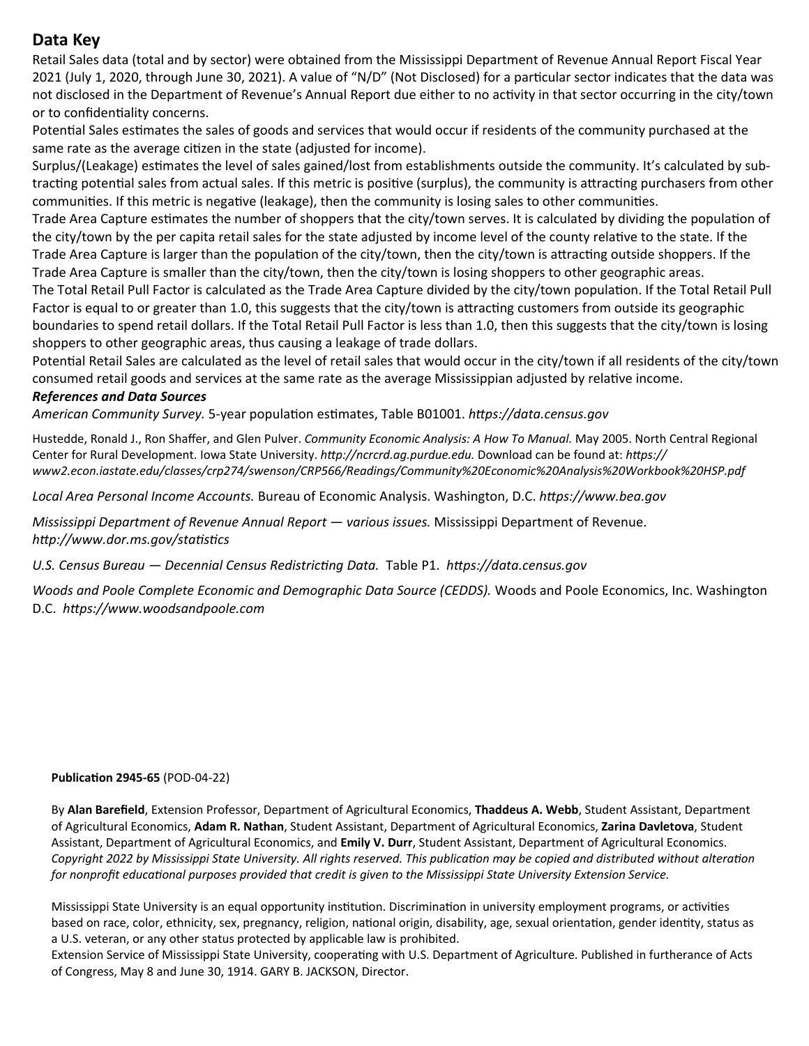## Data Key

Retail Sales data (total and by sector) were obtained from the Mississippi Department of Revenue Annual Report Fiscal Year 2021 (July 1, 2020, through June 30, 2021). A value of "N/D" (Not Disclosed) for a particular sector indicates that the data was not disclosed in the Department of Revenue's Annual Report due either to no activity in that sector occurring in the city/town or to confidentiality concerns.

Potential Sales estimates the sales of goods and services that would occur if residents of the community purchased at the same rate as the average citizen in the state (adjusted for income).

Surplus/(Leakage) estimates the level of sales gained/lost from establishments outside the community. It's calculated by subtracting potential sales from actual sales. If this metric is positive (surplus), the community is attracting purchasers from other communities. If this metric is negative (leakage), then the community is losing sales to other communities.

Trade Area Capture estimates the number of shoppers that the city/town serves. It is calculated by dividing the population of the city/town by the per capita retail sales for the state adjusted by income level of the county relative to the state. If the Trade Area Capture is larger than the population of the city/town, then the city/town is attracting outside shoppers. If the Trade Area Capture is smaller than the city/town, then the city/town is losing shoppers to other geographic areas.

The Total Retail Pull Factor is calculated as the Trade Area Capture divided by the city/town population. If the Total Retail Pull Factor is equal to or greater than 1.0, this suggests that the city/town is attracting customers from outside its geographic boundaries to spend retail dollars. If the Total Retail Pull Factor is less than 1.0, then this suggests that the city/town is losing shoppers to other geographic areas, thus causing a leakage of trade dollars.

Potential Retail Sales are calculated as the level of retail sales that would occur in the city/town if all residents of the city/town consumed retail goods and services at the same rate as the average Mississippian adjusted by relative income.

### *References and Data Sources*

*American Community Survey.* 5-year population estimates, Table B01001. *https://data.census.gov*

Hustedde, Ronald J., Ron Shaffer, and Glen Pulver. *Community Economic Analysis: A How To Manual.* May 2005. North Central Regional Center for Rural Development. Iowa State University. *http://ncrcrd.ag.purdue.edu.* Download can be found at: *https://www2.econ.iastate.edu/classes/crp274/swenson/CRP566/Readings/Community%20Economic%20Analysis%20Workbook%20HSP.pdf*

*Local Area Personal Income Accounts.* Bureau of Economic Analysis. Washington, D.C. *https://www.bea.gov*

*Mississippi Department of Revenue Annual Report — various issues.* Mississippi Department of Revenue. *http://www.dor.ms.gov/statistics*

*U.S. Census Bureau — Decennial Census Redistricting Data.* Table P1. *https://data.census.gov*

*Woods and Poole Complete Economic and Demographic Data Source (CEDDS).* Woods and Poole Economics, Inc. Washington D.C. *https://www.woodsandpoole.com*

**Publication 2945-65** (POD-04-22)

By **Alan Barefield**, Extension Professor, Department of Agricultural Economics, **Thaddeus A. Webb**, Student Assistant, Department of Agricultural Economics, **Adam R. Nathan**, Student Assistant, Department of Agricultural Economics, **Zarina Davletova**, Student Assistant, Department of Agricultural Economics, and **Emily V. Durr**, Student Assistant, Department of Agricultural Economics.
*Copyright 2022 by Mississippi State University. All rights reserved. This publication may be copied and distributed without alteration for nonprofit educational purposes provided that credit is given to the Mississippi State University Extension Service.*

Mississippi State University is an equal opportunity institution. Discrimination in university employment programs, or activities based on race, color, ethnicity, sex, pregnancy, religion, national origin, disability, age, sexual orientation, gender identity, status as a U.S. veteran, or any other status protected by applicable law is prohibited.
Extension Service of Mississippi State University, cooperating with U.S. Department of Agriculture. Published in furtherance of Acts of Congress, May 8 and June 30, 1914. GARY B. JACKSON, Director.